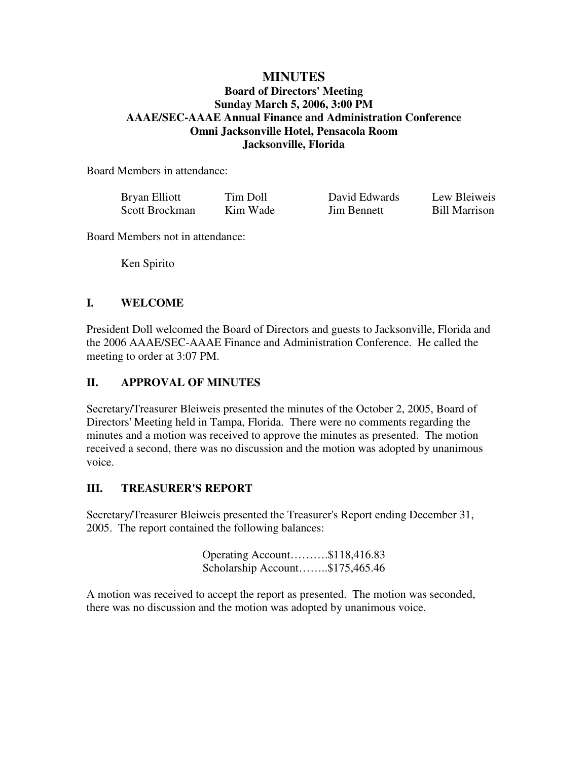# MINUTES

**Board of Directors' Meeting**
**Sunday March 5, 2006, 3:00 PM**
**AAAE/SEC-AAAE Annual Finance and Administration Conference**
**Omni Jacksonville Hotel, Pensacola Room**
**Jacksonville, Florida**

Board Members in attendance:

| | | | |
|---|---|---|---|
| Bryan Elliott | Tim Doll | David Edwards | Lew Bleiweis |
| Scott Brockman | Kim Wade | Jim Bennett | Bill Marrison |

Board Members not in attendance:

Ken Spirito

## I. WELCOME

President Doll welcomed the Board of Directors and guests to Jacksonville, Florida and the 2006 AAAE/SEC-AAAE Finance and Administration Conference. He called the meeting to order at 3:07 PM.

## II. APPROVAL OF MINUTES

Secretary/Treasurer Bleiweis presented the minutes of the October 2, 2005, Board of Directors' Meeting held in Tampa, Florida. There were no comments regarding the minutes and a motion was received to approve the minutes as presented. The motion received a second, there was no discussion and the motion was adopted by unanimous voice.

## III. TREASURER'S REPORT

Secretary/Treasurer Bleiweis presented the Treasurer's Report ending December 31, 2005. The report contained the following balances:

Operating Account……….$118,416.83
Scholarship Account……..$175,465.46

A motion was received to accept the report as presented. The motion was seconded, there was no discussion and the motion was adopted by unanimous voice.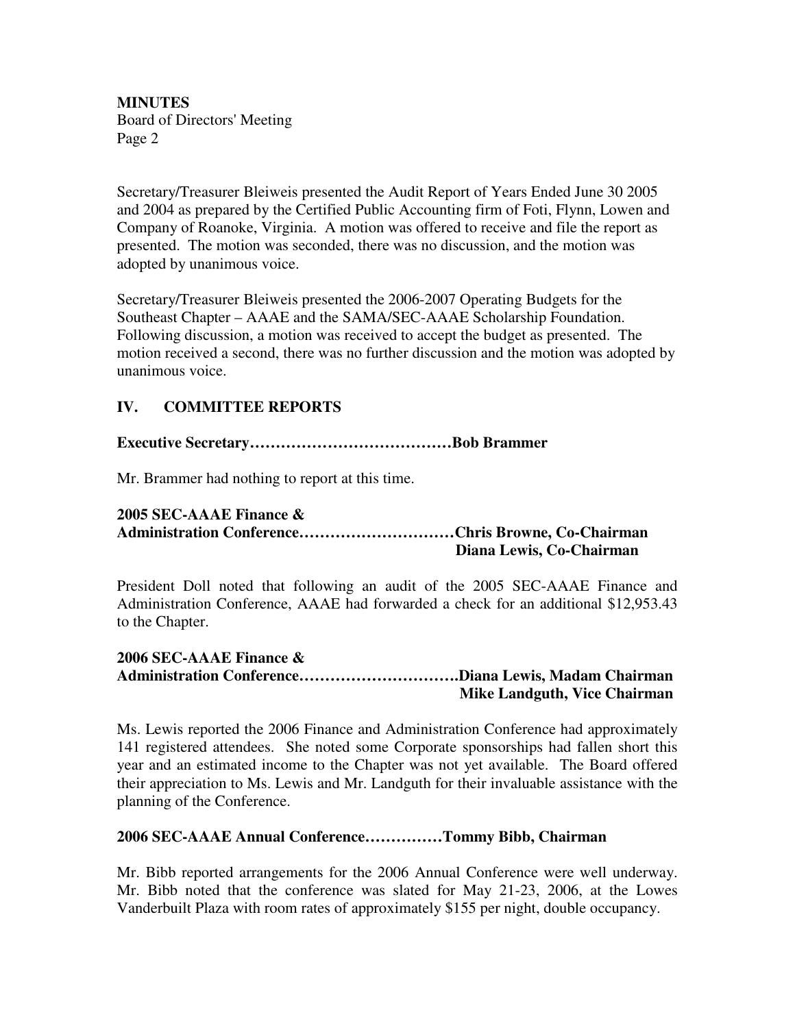Secretary/Treasurer Bleiweis presented the Audit Report of Years Ended June 30 2005 and 2004 as prepared by the Certified Public Accounting firm of Foti, Flynn, Lowen and Company of Roanoke, Virginia. A motion was offered to receive and file the report as presented. The motion was seconded, there was no discussion, and the motion was adopted by unanimous voice.

Secretary/Treasurer Bleiweis presented the 2006-2007 Operating Budgets for the Southeast Chapter – AAAE and the SAMA/SEC-AAAE Scholarship Foundation. Following discussion, a motion was received to accept the budget as presented. The motion received a second, there was no further discussion and the motion was adopted by unanimous voice.

## IV. COMMITTEE REPORTS

**Executive Secretary…………………………………Bob Brammer**

Mr. Brammer had nothing to report at this time.

**2005 SEC-AAAE Finance & Administration Conference…………………………Chris Browne, Co-Chairman**
**Diana Lewis, Co-Chairman**

President Doll noted that following an audit of the 2005 SEC-AAAE Finance and Administration Conference, AAAE had forwarded a check for an additional $12,953.43 to the Chapter.

**2006 SEC-AAAE Finance & Administration Conference………………………….Diana Lewis, Madam Chairman**
**Mike Landguth, Vice Chairman**

Ms. Lewis reported the 2006 Finance and Administration Conference had approximately 141 registered attendees. She noted some Corporate sponsorships had fallen short this year and an estimated income to the Chapter was not yet available. The Board offered their appreciation to Ms. Lewis and Mr. Landguth for their invaluable assistance with the planning of the Conference.

**2006 SEC-AAAE Annual Conference……………Tommy Bibb, Chairman**

Mr. Bibb reported arrangements for the 2006 Annual Conference were well underway. Mr. Bibb noted that the conference was slated for May 21-23, 2006, at the Lowes Vanderbuilt Plaza with room rates of approximately $155 per night, double occupancy.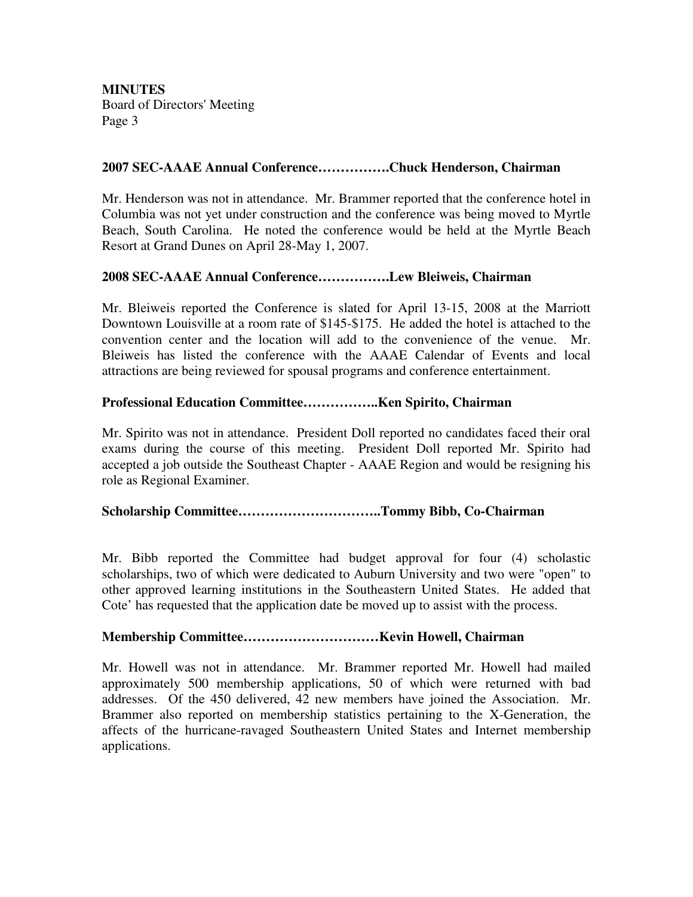**2007 SEC-AAAE Annual Conference…………….Chuck Henderson, Chairman**

Mr. Henderson was not in attendance. Mr. Brammer reported that the conference hotel in Columbia was not yet under construction and the conference was being moved to Myrtle Beach, South Carolina. He noted the conference would be held at the Myrtle Beach Resort at Grand Dunes on April 28-May 1, 2007.

**2008 SEC-AAAE Annual Conference…………….Lew Bleiweis, Chairman**

Mr. Bleiweis reported the Conference is slated for April 13-15, 2008 at the Marriott Downtown Louisville at a room rate of $145-$175. He added the hotel is attached to the convention center and the location will add to the convenience of the venue. Mr. Bleiweis has listed the conference with the AAAE Calendar of Events and local attractions are being reviewed for spousal programs and conference entertainment.

**Professional Education Committee……………..Ken Spirito, Chairman**

Mr. Spirito was not in attendance. President Doll reported no candidates faced their oral exams during the course of this meeting. President Doll reported Mr. Spirito had accepted a job outside the Southeast Chapter - AAAE Region and would be resigning his role as Regional Examiner.

**Scholarship Committee…………………………..Tommy Bibb, Co-Chairman**

Mr. Bibb reported the Committee had budget approval for four (4) scholastic scholarships, two of which were dedicated to Auburn University and two were "open" to other approved learning institutions in the Southeastern United States. He added that Cote' has requested that the application date be moved up to assist with the process.

**Membership Committee…………………………Kevin Howell, Chairman**

Mr. Howell was not in attendance. Mr. Brammer reported Mr. Howell had mailed approximately 500 membership applications, 50 of which were returned with bad addresses. Of the 450 delivered, 42 new members have joined the Association. Mr. Brammer also reported on membership statistics pertaining to the X-Generation, the affects of the hurricane-ravaged Southeastern United States and Internet membership applications.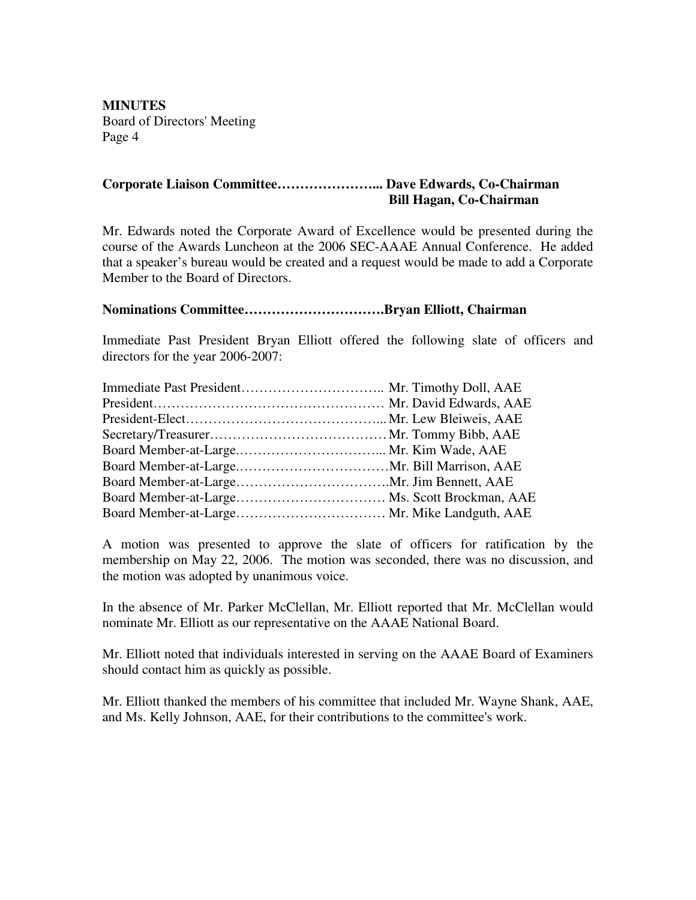**Corporate Liaison Committee………………….. Dave Edwards, Co-Chairman**
**Bill Hagan, Co-Chairman**

Mr. Edwards noted the Corporate Award of Excellence would be presented during the course of the Awards Luncheon at the 2006 SEC-AAAE Annual Conference. He added that a speaker's bureau would be created and a request would be made to add a Corporate Member to the Board of Directors.

**Nominations Committee………………………….Bryan Elliott, Chairman**

Immediate Past President Bryan Elliott offered the following slate of officers and directors for the year 2006-2007:

Immediate Past President………………………….. Mr. Timothy Doll, AAE
President…………………………………………… Mr. David Edwards, AAE
President-Elect……………………………………... Mr. Lew Bleiweis, AAE
Secretary/Treasurer………………………………… Mr. Tommy Bibb, AAE
Board Member-at-Large.…………………………... Mr. Kim Wade, AAE
Board Member-at-Large.……………………………Mr. Bill Marrison, AAE
Board Member-at-Large…………………………….Mr. Jim Bennett, AAE
Board Member-at-Large…………………………… Ms. Scott Brockman, AAE
Board Member-at-Large…………………………… Mr. Mike Landguth, AAE

A motion was presented to approve the slate of officers for ratification by the membership on May 22, 2006. The motion was seconded, there was no discussion, and the motion was adopted by unanimous voice.

In the absence of Mr. Parker McClellan, Mr. Elliott reported that Mr. McClellan would nominate Mr. Elliott as our representative on the AAAE National Board.

Mr. Elliott noted that individuals interested in serving on the AAAE Board of Examiners should contact him as quickly as possible.

Mr. Elliott thanked the members of his committee that included Mr. Wayne Shank, AAE, and Ms. Kelly Johnson, AAE, for their contributions to the committee's work.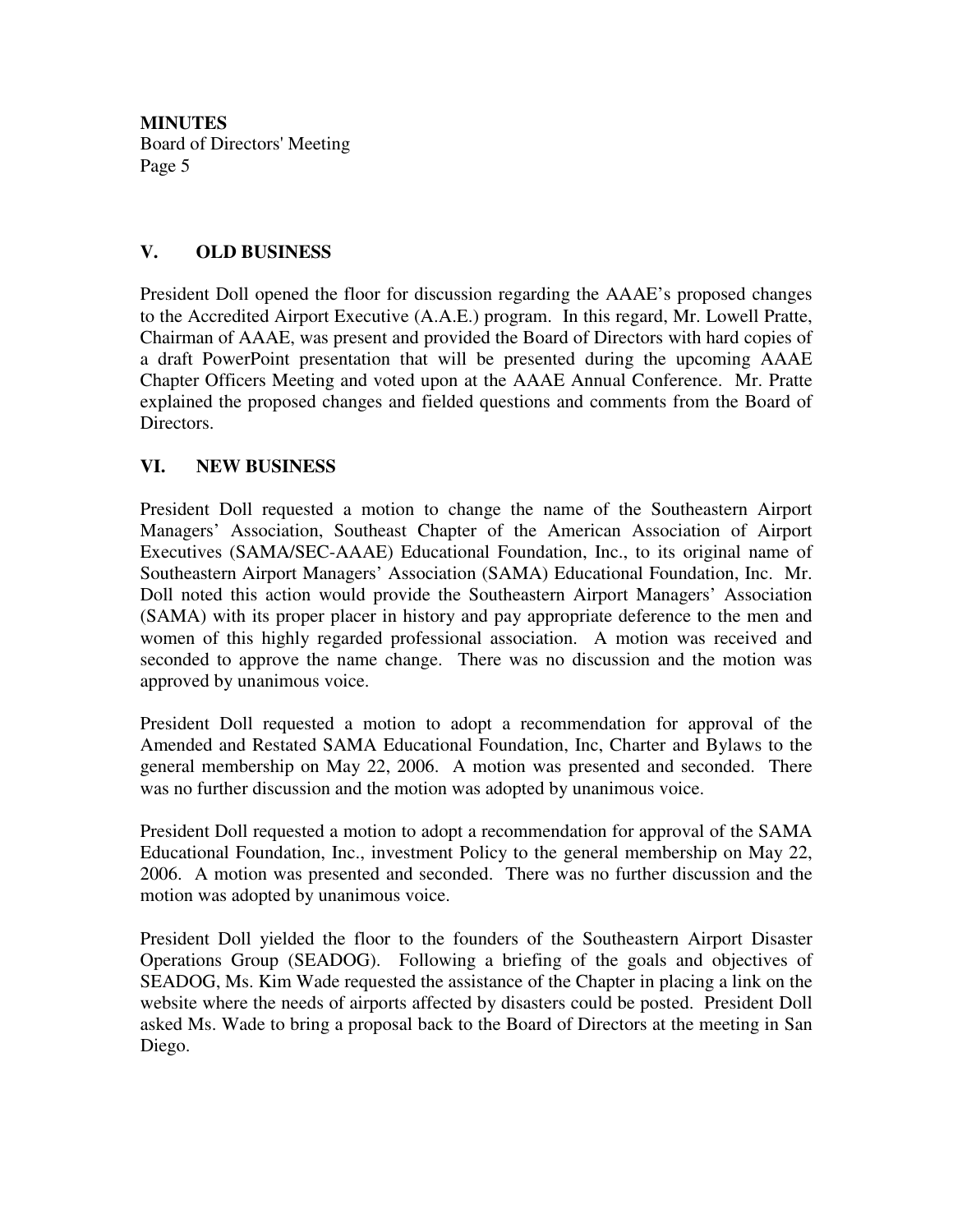## V. OLD BUSINESS

President Doll opened the floor for discussion regarding the AAAE's proposed changes to the Accredited Airport Executive (A.A.E.) program. In this regard, Mr. Lowell Pratte, Chairman of AAAE, was present and provided the Board of Directors with hard copies of a draft PowerPoint presentation that will be presented during the upcoming AAAE Chapter Officers Meeting and voted upon at the AAAE Annual Conference. Mr. Pratte explained the proposed changes and fielded questions and comments from the Board of Directors.

## VI. NEW BUSINESS

President Doll requested a motion to change the name of the Southeastern Airport Managers' Association, Southeast Chapter of the American Association of Airport Executives (SAMA/SEC-AAAE) Educational Foundation, Inc., to its original name of Southeastern Airport Managers' Association (SAMA) Educational Foundation, Inc. Mr. Doll noted this action would provide the Southeastern Airport Managers' Association (SAMA) with its proper placer in history and pay appropriate deference to the men and women of this highly regarded professional association. A motion was received and seconded to approve the name change. There was no discussion and the motion was approved by unanimous voice.

President Doll requested a motion to adopt a recommendation for approval of the Amended and Restated SAMA Educational Foundation, Inc, Charter and Bylaws to the general membership on May 22, 2006. A motion was presented and seconded. There was no further discussion and the motion was adopted by unanimous voice.

President Doll requested a motion to adopt a recommendation for approval of the SAMA Educational Foundation, Inc., investment Policy to the general membership on May 22, 2006. A motion was presented and seconded. There was no further discussion and the motion was adopted by unanimous voice.

President Doll yielded the floor to the founders of the Southeastern Airport Disaster Operations Group (SEADOG). Following a briefing of the goals and objectives of SEADOG, Ms. Kim Wade requested the assistance of the Chapter in placing a link on the website where the needs of airports affected by disasters could be posted. President Doll asked Ms. Wade to bring a proposal back to the Board of Directors at the meeting in San Diego.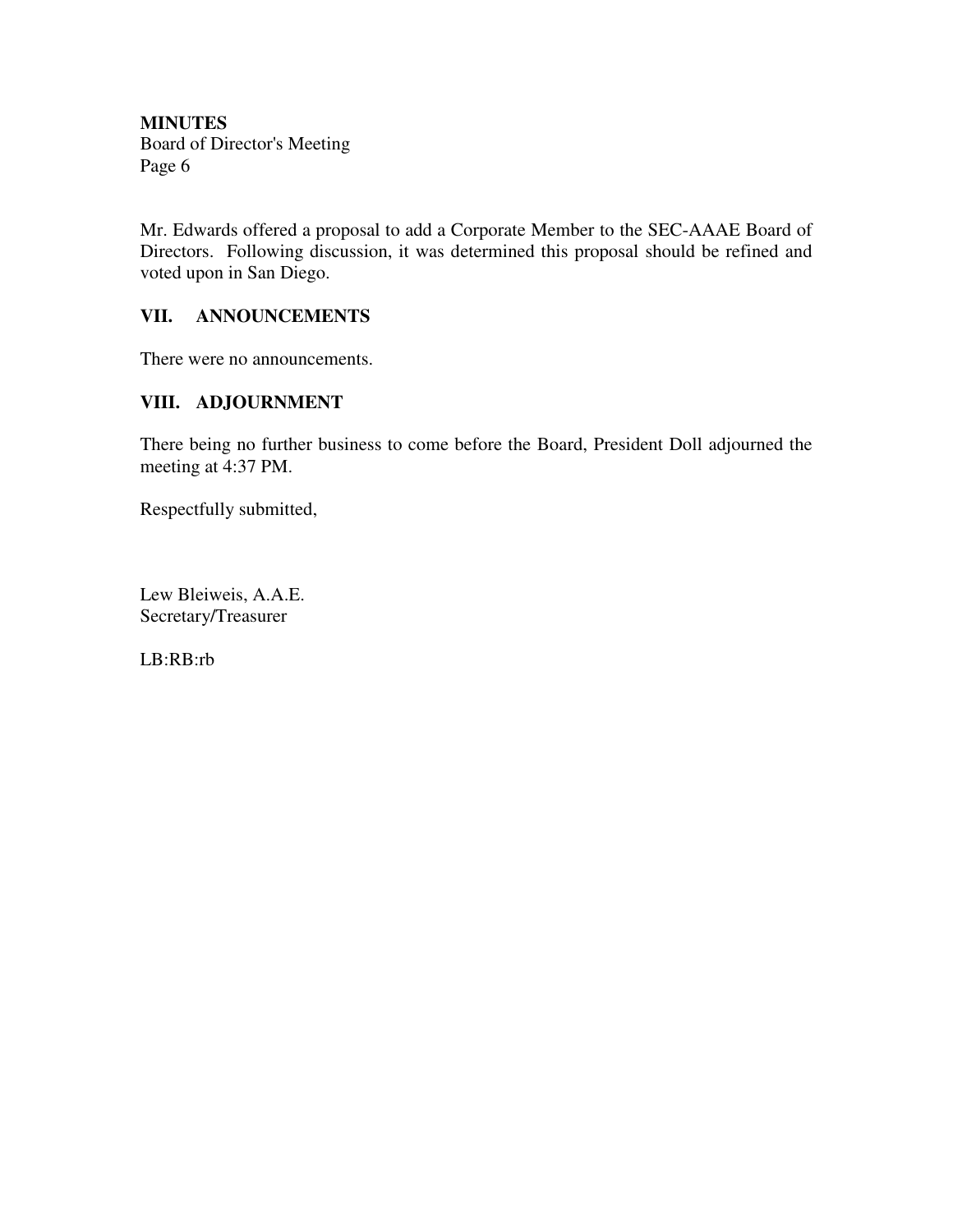Mr. Edwards offered a proposal to add a Corporate Member to the SEC-AAAE Board of Directors. Following discussion, it was determined this proposal should be refined and voted upon in San Diego.

## VII. ANNOUNCEMENTS

There were no announcements.

## VIII. ADJOURNMENT

There being no further business to come before the Board, President Doll adjourned the meeting at 4:37 PM.

Respectfully submitted,

Lew Bleiweis, A.A.E.
Secretary/Treasurer

LB:RB:rb